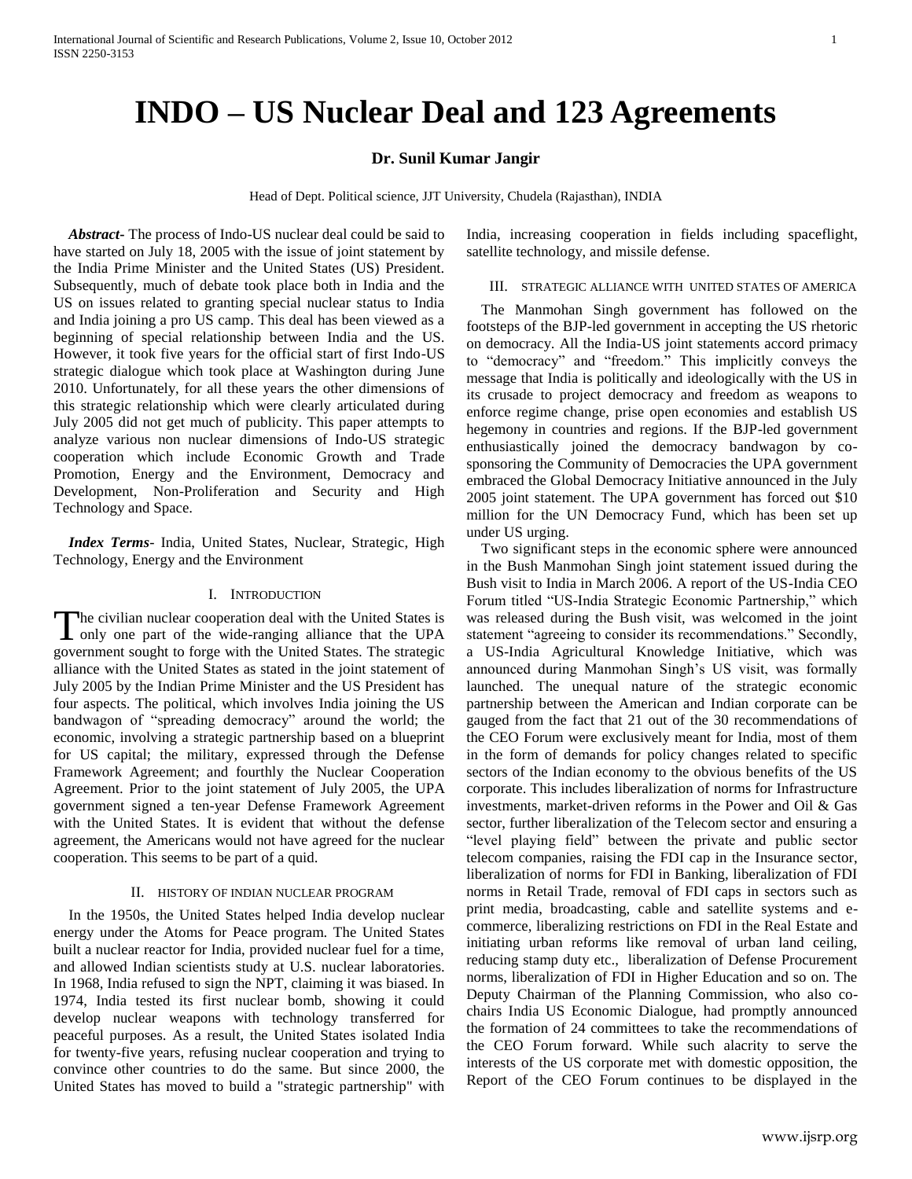# INDO – US Nuclear Deal and 123 Agreements

**Dr. Sunil Kumar Jangir**

Head of Dept. Political science, JJT University, Chudela (Rajasthan), INDIA

***Abstract*-** The process of Indo-US nuclear deal could be said to have started on July 18, 2005 with the issue of joint statement by the India Prime Minister and the United States (US) President. Subsequently, much of debate took place both in India and the US on issues related to granting special nuclear status to India and India joining a pro US camp. This deal has been viewed as a beginning of special relationship between India and the US. However, it took five years for the official start of first Indo-US strategic dialogue which took place at Washington during June 2010. Unfortunately, for all these years the other dimensions of this strategic relationship which were clearly articulated during July 2005 did not get much of publicity. This paper attempts to analyze various non nuclear dimensions of Indo-US strategic cooperation which include Economic Growth and Trade Promotion, Energy and the Environment, Democracy and Development, Non-Proliferation and Security and High Technology and Space.

***Index Terms*-** India, United States, Nuclear, Strategic, High Technology, Energy and the Environment

## I. Introduction

The civilian nuclear cooperation deal with the United States is only one part of the wide-ranging alliance that the UPA government sought to forge with the United States. The strategic alliance with the United States as stated in the joint statement of July 2005 by the Indian Prime Minister and the US President has four aspects. The political, which involves India joining the US bandwagon of "spreading democracy" around the world; the economic, involving a strategic partnership based on a blueprint for US capital; the military, expressed through the Defense Framework Agreement; and fourthly the Nuclear Cooperation Agreement. Prior to the joint statement of July 2005, the UPA government signed a ten-year Defense Framework Agreement with the United States. It is evident that without the defense agreement, the Americans would not have agreed for the nuclear cooperation. This seems to be part of a quid.

## II. History of Indian Nuclear Program

In the 1950s, the United States helped India develop nuclear energy under the Atoms for Peace program. The United States built a nuclear reactor for India, provided nuclear fuel for a time, and allowed Indian scientists study at U.S. nuclear laboratories. In 1968, India refused to sign the NPT, claiming it was biased. In 1974, India tested its first nuclear bomb, showing it could develop nuclear weapons with technology transferred for peaceful purposes. As a result, the United States isolated India for twenty-five years, refusing nuclear cooperation and trying to convince other countries to do the same. But since 2000, the United States has moved to build a "strategic partnership" with India, increasing cooperation in fields including spaceflight, satellite technology, and missile defense.

## III. Strategic Alliance with United States of America

The Manmohan Singh government has followed on the footsteps of the BJP-led government in accepting the US rhetoric on democracy. All the India-US joint statements accord primacy to "democracy" and "freedom." This implicitly conveys the message that India is politically and ideologically with the US in its crusade to project democracy and freedom as weapons to enforce regime change, prise open economies and establish US hegemony in countries and regions. If the BJP-led government enthusiastically joined the democracy bandwagon by co-sponsoring the Community of Democracies the UPA government embraced the Global Democracy Initiative announced in the July 2005 joint statement. The UPA government has forced out $10 million for the UN Democracy Fund, which has been set up under US urging.

Two significant steps in the economic sphere were announced in the Bush Manmohan Singh joint statement issued during the Bush visit to India in March 2006. A report of the US-India CEO Forum titled "US-India Strategic Economic Partnership," which was released during the Bush visit, was welcomed in the joint statement "agreeing to consider its recommendations." Secondly, a US-India Agricultural Knowledge Initiative, which was announced during Manmohan Singh's US visit, was formally launched. The unequal nature of the strategic economic partnership between the American and Indian corporate can be gauged from the fact that 21 out of the 30 recommendations of the CEO Forum were exclusively meant for India, most of them in the form of demands for policy changes related to specific sectors of the Indian economy to the obvious benefits of the US corporate. This includes liberalization of norms for Infrastructure investments, market-driven reforms in the Power and Oil & Gas sector, further liberalization of the Telecom sector and ensuring a "level playing field" between the private and public sector telecom companies, raising the FDI cap in the Insurance sector, liberalization of norms for FDI in Banking, liberalization of FDI norms in Retail Trade, removal of FDI caps in sectors such as print media, broadcasting, cable and satellite systems and e-commerce, liberalizing restrictions on FDI in the Real Estate and initiating urban reforms like removal of urban land ceiling, reducing stamp duty etc., liberalization of Defense Procurement norms, liberalization of FDI in Higher Education and so on. The Deputy Chairman of the Planning Commission, who also co-chairs India US Economic Dialogue, had promptly announced the formation of 24 committees to take the recommendations of the CEO Forum forward. While such alacrity to serve the interests of the US corporate met with domestic opposition, the Report of the CEO Forum continues to be displayed in the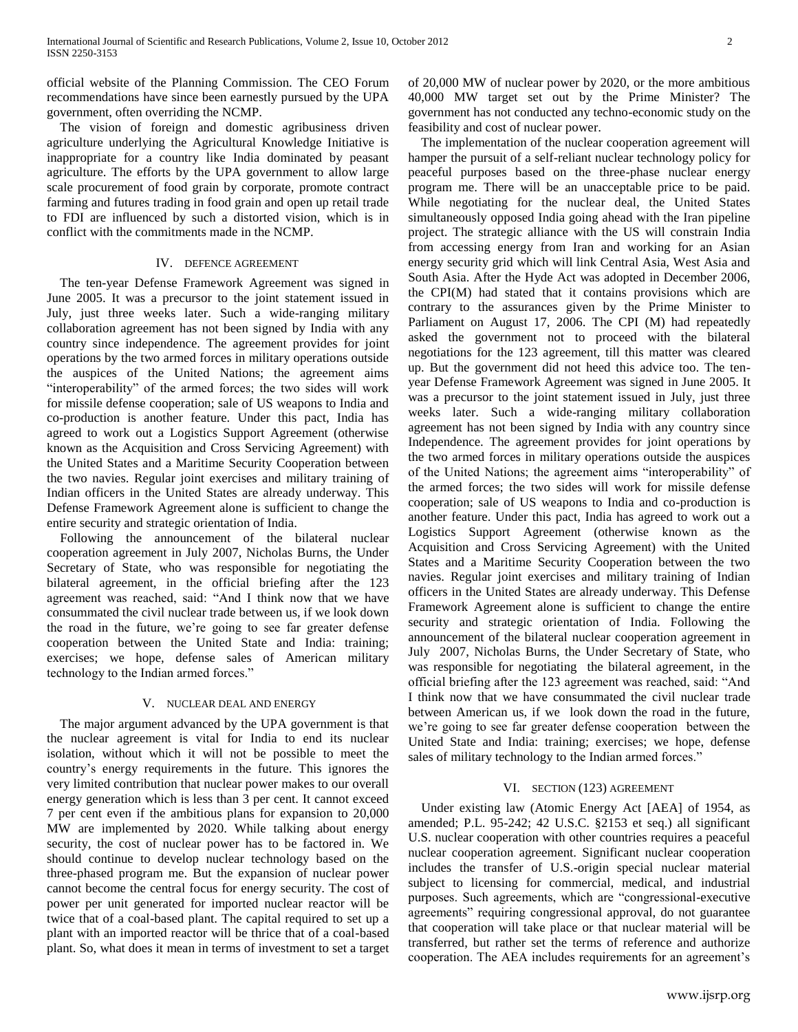official website of the Planning Commission. The CEO Forum recommendations have since been earnestly pursued by the UPA government, often overriding the NCMP.

The vision of foreign and domestic agribusiness driven agriculture underlying the Agricultural Knowledge Initiative is inappropriate for a country like India dominated by peasant agriculture. The efforts by the UPA government to allow large scale procurement of food grain by corporate, promote contract farming and futures trading in food grain and open up retail trade to FDI are influenced by such a distorted vision, which is in conflict with the commitments made in the NCMP.

## IV. Defence Agreement

The ten-year Defense Framework Agreement was signed in June 2005. It was a precursor to the joint statement issued in July, just three weeks later. Such a wide-ranging military collaboration agreement has not been signed by India with any country since independence. The agreement provides for joint operations by the two armed forces in military operations outside the auspices of the United Nations; the agreement aims "interoperability" of the armed forces; the two sides will work for missile defense cooperation; sale of US weapons to India and co-production is another feature. Under this pact, India has agreed to work out a Logistics Support Agreement (otherwise known as the Acquisition and Cross Servicing Agreement) with the United States and a Maritime Security Cooperation between the two navies. Regular joint exercises and military training of Indian officers in the United States are already underway. This Defense Framework Agreement alone is sufficient to change the entire security and strategic orientation of India.

Following the announcement of the bilateral nuclear cooperation agreement in July 2007, Nicholas Burns, the Under Secretary of State, who was responsible for negotiating the bilateral agreement, in the official briefing after the 123 agreement was reached, said: "And I think now that we have consummated the civil nuclear trade between us, if we look down the road in the future, we're going to see far greater defense cooperation between the United State and India: training; exercises; we hope, defense sales of American military technology to the Indian armed forces."

## V. Nuclear Deal and Energy

The major argument advanced by the UPA government is that the nuclear agreement is vital for India to end its nuclear isolation, without which it will not be possible to meet the country's energy requirements in the future. This ignores the very limited contribution that nuclear power makes to our overall energy generation which is less than 3 per cent. It cannot exceed 7 per cent even if the ambitious plans for expansion to 20,000 MW are implemented by 2020. While talking about energy security, the cost of nuclear power has to be factored in. We should continue to develop nuclear technology based on the three-phased program me. But the expansion of nuclear power cannot become the central focus for energy security. The cost of power per unit generated for imported nuclear reactor will be twice that of a coal-based plant. The capital required to set up a plant with an imported reactor will be thrice that of a coal-based plant. So, what does it mean in terms of investment to set a target of 20,000 MW of nuclear power by 2020, or the more ambitious 40,000 MW target set out by the Prime Minister? The government has not conducted any techno-economic study on the feasibility and cost of nuclear power.

The implementation of the nuclear cooperation agreement will hamper the pursuit of a self-reliant nuclear technology policy for peaceful purposes based on the three-phase nuclear energy program me. There will be an unacceptable price to be paid. While negotiating for the nuclear deal, the United States simultaneously opposed India going ahead with the Iran pipeline project. The strategic alliance with the US will constrain India from accessing energy from Iran and working for an Asian energy security grid which will link Central Asia, West Asia and South Asia. After the Hyde Act was adopted in December 2006, the CPI(M) had stated that it contains provisions which are contrary to the assurances given by the Prime Minister to Parliament on August 17, 2006. The CPI (M) had repeatedly asked the government not to proceed with the bilateral negotiations for the 123 agreement, till this matter was cleared up. But the government did not heed this advice too. The ten-year Defense Framework Agreement was signed in June 2005. It was a precursor to the joint statement issued in July, just three weeks later. Such a wide-ranging military collaboration agreement has not been signed by India with any country since Independence. The agreement provides for joint operations by the two armed forces in military operations outside the auspices of the United Nations; the agreement aims "interoperability" of the armed forces; the two sides will work for missile defense cooperation; sale of US weapons to India and co-production is another feature. Under this pact, India has agreed to work out a Logistics Support Agreement (otherwise known as the Acquisition and Cross Servicing Agreement) with the United States and a Maritime Security Cooperation between the two navies. Regular joint exercises and military training of Indian officers in the United States are already underway. This Defense Framework Agreement alone is sufficient to change the entire security and strategic orientation of India. Following the announcement of the bilateral nuclear cooperation agreement in July 2007, Nicholas Burns, the Under Secretary of State, who was responsible for negotiating the bilateral agreement, in the official briefing after the 123 agreement was reached, said: "And I think now that we have consummated the civil nuclear trade between American us, if we look down the road in the future, we're going to see far greater defense cooperation between the United State and India: training; exercises; we hope, defense sales of military technology to the Indian armed forces."

## VI. Section (123) Agreement

Under existing law (Atomic Energy Act [AEA] of 1954, as amended; P.L. 95-242; 42 U.S.C. §2153 et seq.) all significant U.S. nuclear cooperation with other countries requires a peaceful nuclear cooperation agreement. Significant nuclear cooperation includes the transfer of U.S.-origin special nuclear material subject to licensing for commercial, medical, and industrial purposes. Such agreements, which are "congressional-executive agreements" requiring congressional approval, do not guarantee that cooperation will take place or that nuclear material will be transferred, but rather set the terms of reference and authorize cooperation. The AEA includes requirements for an agreement's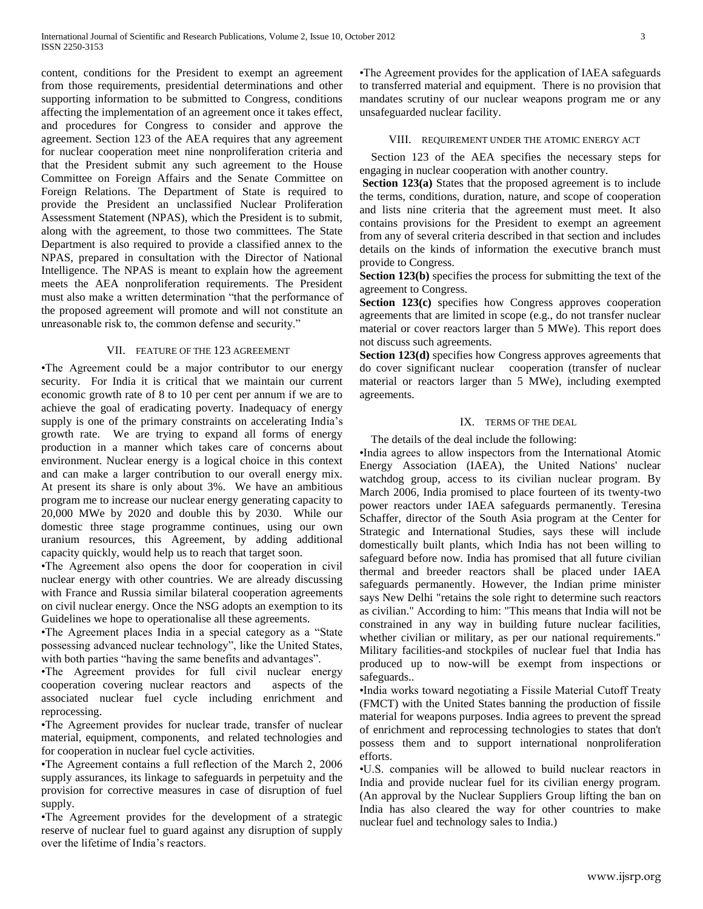content, conditions for the President to exempt an agreement from those requirements, presidential determinations and other supporting information to be submitted to Congress, conditions affecting the implementation of an agreement once it takes effect, and procedures for Congress to consider and approve the agreement. Section 123 of the AEA requires that any agreement for nuclear cooperation meet nine nonproliferation criteria and that the President submit any such agreement to the House Committee on Foreign Affairs and the Senate Committee on Foreign Relations. The Department of State is required to provide the President an unclassified Nuclear Proliferation Assessment Statement (NPAS), which the President is to submit, along with the agreement, to those two committees. The State Department is also required to provide a classified annex to the NPAS, prepared in consultation with the Director of National Intelligence. The NPAS is meant to explain how the agreement meets the AEA nonproliferation requirements. The President must also make a written determination "that the performance of the proposed agreement will promote and will not constitute an unreasonable risk to, the common defense and security."

## VII. FEATURE OF THE 123 AGREEMENT

•The Agreement could be a major contributor to our energy security. For India it is critical that we maintain our current economic growth rate of 8 to 10 per cent per annum if we are to achieve the goal of eradicating poverty. Inadequacy of energy supply is one of the primary constraints on accelerating India's growth rate. We are trying to expand all forms of energy production in a manner which takes care of concerns about environment. Nuclear energy is a logical choice in this context and can make a larger contribution to our overall energy mix. At present its share is only about 3%. We have an ambitious program me to increase our nuclear energy generating capacity to 20,000 MWe by 2020 and double this by 2030. While our domestic three stage programme continues, using our own uranium resources, this Agreement, by adding additional capacity quickly, would help us to reach that target soon.

•The Agreement also opens the door for cooperation in civil nuclear energy with other countries. We are already discussing with France and Russia similar bilateral cooperation agreements on civil nuclear energy. Once the NSG adopts an exemption to its Guidelines we hope to operationalise all these agreements.

•The Agreement places India in a special category as a "State possessing advanced nuclear technology", like the United States, with both parties "having the same benefits and advantages".

•The Agreement provides for full civil nuclear energy cooperation covering nuclear reactors and aspects of the associated nuclear fuel cycle including enrichment and reprocessing.

•The Agreement provides for nuclear trade, transfer of nuclear material, equipment, components, and related technologies and for cooperation in nuclear fuel cycle activities.

•The Agreement contains a full reflection of the March 2, 2006 supply assurances, its linkage to safeguards in perpetuity and the provision for corrective measures in case of disruption of fuel supply.

•The Agreement provides for the development of a strategic reserve of nuclear fuel to guard against any disruption of supply over the lifetime of India's reactors.

•The Agreement provides for the application of IAEA safeguards to transferred material and equipment. There is no provision that mandates scrutiny of our nuclear weapons program me or any unsafeguarded nuclear facility.

## VIII. REQUIREMENT UNDER THE ATOMIC ENERGY ACT

Section 123 of the AEA specifies the necessary steps for engaging in nuclear cooperation with another country.

**Section 123(a)** States that the proposed agreement is to include the terms, conditions, duration, nature, and scope of cooperation and lists nine criteria that the agreement must meet. It also contains provisions for the President to exempt an agreement from any of several criteria described in that section and includes details on the kinds of information the executive branch must provide to Congress.

**Section 123(b)** specifies the process for submitting the text of the agreement to Congress.

**Section 123(c)** specifies how Congress approves cooperation agreements that are limited in scope (e.g., do not transfer nuclear material or cover reactors larger than 5 MWe). This report does not discuss such agreements.

**Section 123(d)** specifies how Congress approves agreements that do cover significant nuclear cooperation (transfer of nuclear material or reactors larger than 5 MWe), including exempted agreements.

## IX. TERMS OF THE DEAL

The details of the deal include the following:

•India agrees to allow inspectors from the International Atomic Energy Association (IAEA), the United Nations' nuclear watchdog group, access to its civilian nuclear program. By March 2006, India promised to place fourteen of its twenty-two power reactors under IAEA safeguards permanently. Teresina Schaffer, director of the South Asia program at the Center for Strategic and International Studies, says these will include domestically built plants, which India has not been willing to safeguard before now. India has promised that all future civilian thermal and breeder reactors shall be placed under IAEA safeguards permanently. However, the Indian prime minister says New Delhi "retains the sole right to determine such reactors as civilian." According to him: "This means that India will not be constrained in any way in building future nuclear facilities, whether civilian or military, as per our national requirements." Military facilities-and stockpiles of nuclear fuel that India has produced up to now-will be exempt from inspections or safeguards..

•India works toward negotiating a Fissile Material Cutoff Treaty (FMCT) with the United States banning the production of fissile material for weapons purposes. India agrees to prevent the spread of enrichment and reprocessing technologies to states that don't possess them and to support international nonproliferation efforts.

•U.S. companies will be allowed to build nuclear reactors in India and provide nuclear fuel for its civilian energy program. (An approval by the Nuclear Suppliers Group lifting the ban on India has also cleared the way for other countries to make nuclear fuel and technology sales to India.)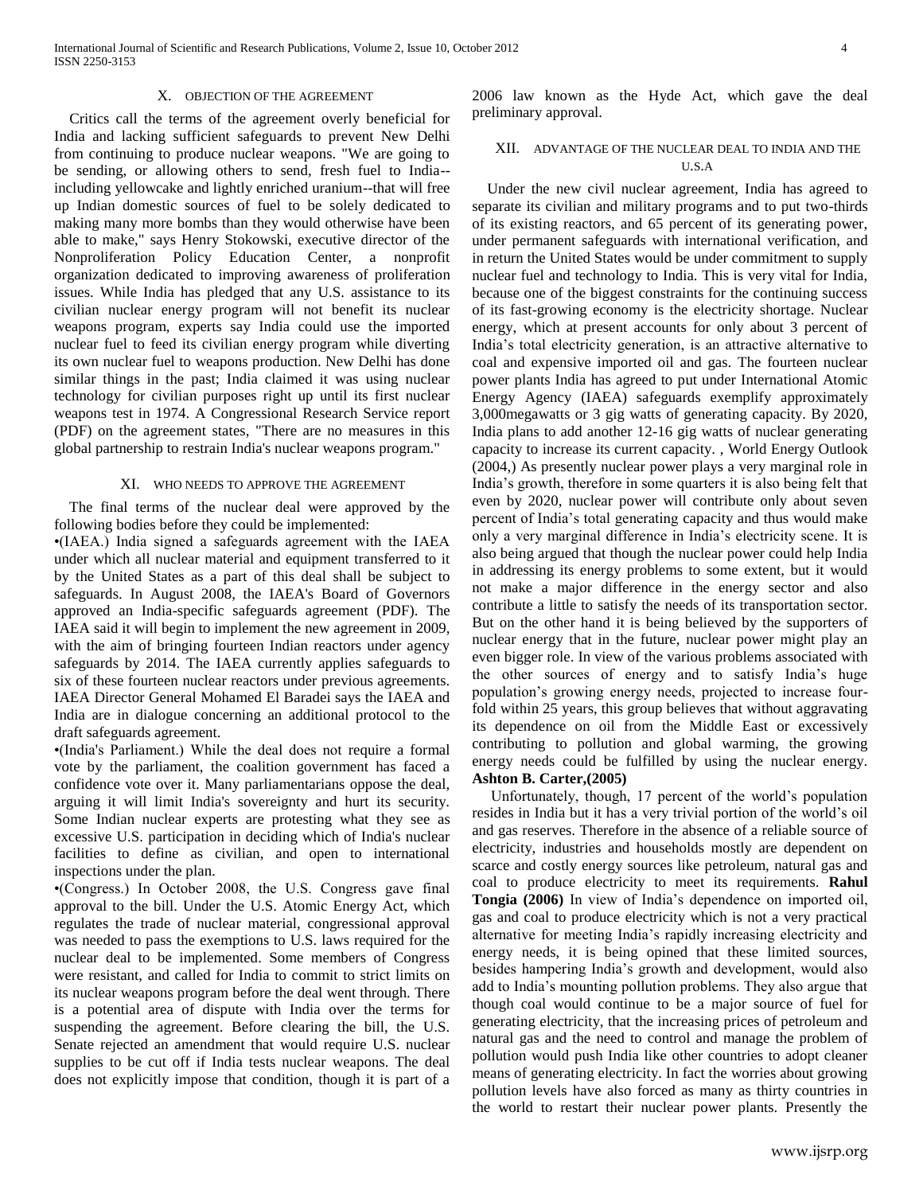## X. OBJECTION OF THE AGREEMENT

Critics call the terms of the agreement overly beneficial for India and lacking sufficient safeguards to prevent New Delhi from continuing to produce nuclear weapons. "We are going to be sending, or allowing others to send, fresh fuel to India--including yellowcake and lightly enriched uranium--that will free up Indian domestic sources of fuel to be solely dedicated to making many more bombs than they would otherwise have been able to make," says Henry Stokowski, executive director of the Nonproliferation Policy Education Center, a nonprofit organization dedicated to improving awareness of proliferation issues. While India has pledged that any U.S. assistance to its civilian nuclear energy program will not benefit its nuclear weapons program, experts say India could use the imported nuclear fuel to feed its civilian energy program while diverting its own nuclear fuel to weapons production. New Delhi has done similar things in the past; India claimed it was using nuclear technology for civilian purposes right up until its first nuclear weapons test in 1974. A Congressional Research Service report (PDF) on the agreement states, "There are no measures in this global partnership to restrain India's nuclear weapons program."

## XI. WHO NEEDS TO APPROVE THE AGREEMENT

The final terms of the nuclear deal were approved by the following bodies before they could be implemented:

•(IAEA.) India signed a safeguards agreement with the IAEA under which all nuclear material and equipment transferred to it by the United States as a part of this deal shall be subject to safeguards. In August 2008, the IAEA's Board of Governors approved an India-specific safeguards agreement (PDF). The IAEA said it will begin to implement the new agreement in 2009, with the aim of bringing fourteen Indian reactors under agency safeguards by 2014. The IAEA currently applies safeguards to six of these fourteen nuclear reactors under previous agreements. IAEA Director General Mohamed El Baradei says the IAEA and India are in dialogue concerning an additional protocol to the draft safeguards agreement.

•(India's Parliament.) While the deal does not require a formal vote by the parliament, the coalition government has faced a confidence vote over it. Many parliamentarians oppose the deal, arguing it will limit India's sovereignty and hurt its security. Some Indian nuclear experts are protesting what they see as excessive U.S. participation in deciding which of India's nuclear facilities to define as civilian, and open to international inspections under the plan.

•(Congress.) In October 2008, the U.S. Congress gave final approval to the bill. Under the U.S. Atomic Energy Act, which regulates the trade of nuclear material, congressional approval was needed to pass the exemptions to U.S. laws required for the nuclear deal to be implemented. Some members of Congress were resistant, and called for India to commit to strict limits on its nuclear weapons program before the deal went through. There is a potential area of dispute with India over the terms for suspending the agreement. Before clearing the bill, the U.S. Senate rejected an amendment that would require U.S. nuclear supplies to be cut off if India tests nuclear weapons. The deal does not explicitly impose that condition, though it is part of a 2006 law known as the Hyde Act, which gave the deal preliminary approval.

## XII. ADVANTAGE OF THE NUCLEAR DEAL TO INDIA AND THE U.S.A

Under the new civil nuclear agreement, India has agreed to separate its civilian and military programs and to put two-thirds of its existing reactors, and 65 percent of its generating power, under permanent safeguards with international verification, and in return the United States would be under commitment to supply nuclear fuel and technology to India. This is very vital for India, because one of the biggest constraints for the continuing success of its fast-growing economy is the electricity shortage. Nuclear energy, which at present accounts for only about 3 percent of India's total electricity generation, is an attractive alternative to coal and expensive imported oil and gas. The fourteen nuclear power plants India has agreed to put under International Atomic Energy Agency (IAEA) safeguards exemplify approximately 3,000megawatts or 3 gig watts of generating capacity. By 2020, India plans to add another 12-16 gig watts of nuclear generating capacity to increase its current capacity. , World Energy Outlook (2004,) As presently nuclear power plays a very marginal role in India's growth, therefore in some quarters it is also being felt that even by 2020, nuclear power will contribute only about seven percent of India's total generating capacity and thus would make only a very marginal difference in India's electricity scene. It is also being argued that though the nuclear power could help India in addressing its energy problems to some extent, but it would not make a major difference in the energy sector and also contribute a little to satisfy the needs of its transportation sector. But on the other hand it is being believed by the supporters of nuclear energy that in the future, nuclear power might play an even bigger role. In view of the various problems associated with the other sources of energy and to satisfy India's huge population's growing energy needs, projected to increase four-fold within 25 years, this group believes that without aggravating its dependence on oil from the Middle East or excessively contributing to pollution and global warming, the growing energy needs could be fulfilled by using the nuclear energy. **Ashton B. Carter,(2005)**

Unfortunately, though, 17 percent of the world's population resides in India but it has a very trivial portion of the world's oil and gas reserves. Therefore in the absence of a reliable source of electricity, industries and households mostly are dependent on scarce and costly energy sources like petroleum, natural gas and coal to produce electricity to meet its requirements. **Rahul Tongia (2006)** In view of India's dependence on imported oil, gas and coal to produce electricity which is not a very practical alternative for meeting India's rapidly increasing electricity and energy needs, it is being opined that these limited sources, besides hampering India's growth and development, would also add to India's mounting pollution problems. They also argue that though coal would continue to be a major source of fuel for generating electricity, that the increasing prices of petroleum and natural gas and the need to control and manage the problem of pollution would push India like other countries to adopt cleaner means of generating electricity. In fact the worries about growing pollution levels have also forced as many as thirty countries in the world to restart their nuclear power plants. Presently the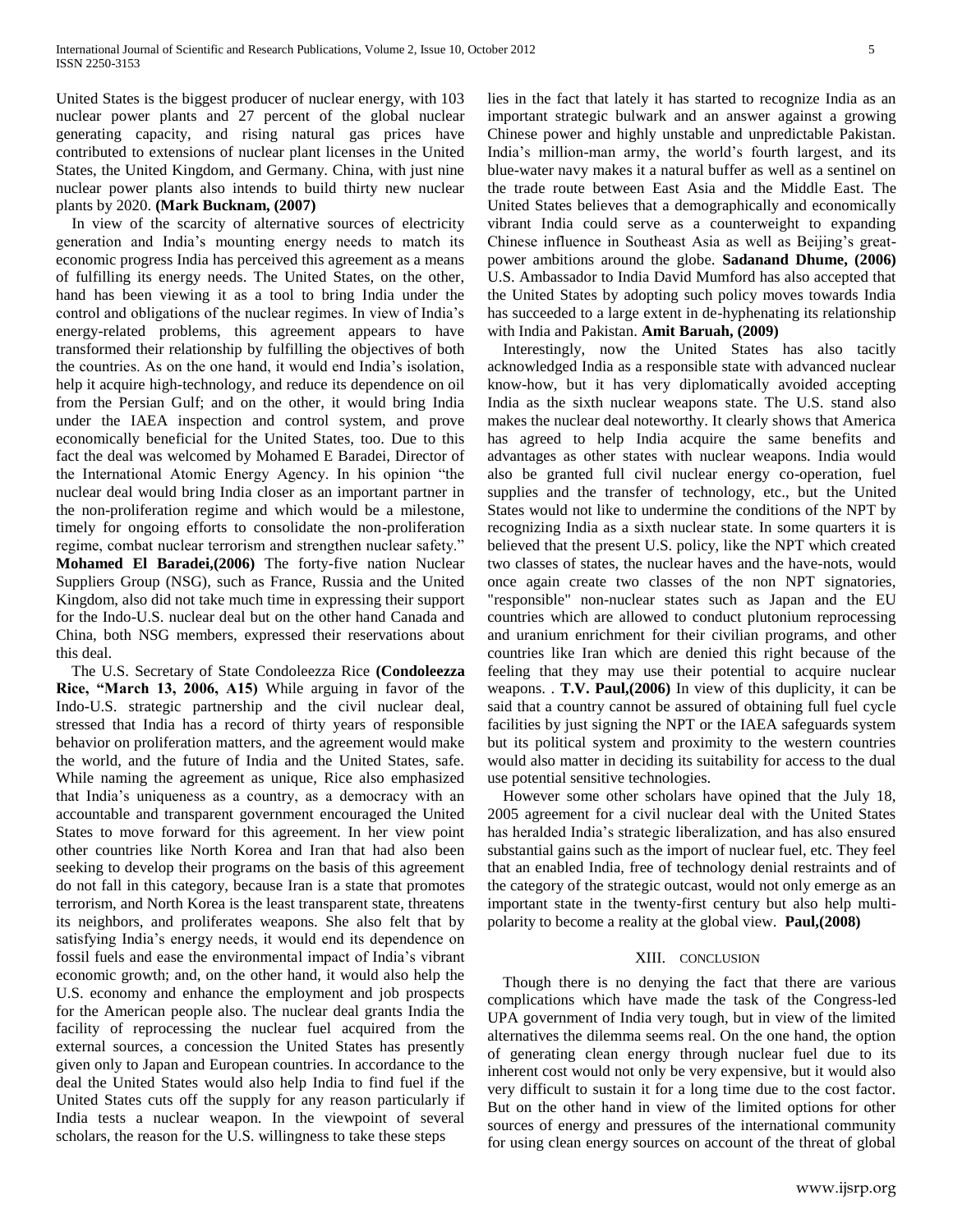United States is the biggest producer of nuclear energy, with 103 nuclear power plants and 27 percent of the global nuclear generating capacity, and rising natural gas prices have contributed to extensions of nuclear plant licenses in the United States, the United Kingdom, and Germany. China, with just nine nuclear power plants also intends to build thirty new nuclear plants by 2020. **(Mark Bucknam, (2007)**

In view of the scarcity of alternative sources of electricity generation and India's mounting energy needs to match its economic progress India has perceived this agreement as a means of fulfilling its energy needs. The United States, on the other, hand has been viewing it as a tool to bring India under the control and obligations of the nuclear regimes. In view of India's energy-related problems, this agreement appears to have transformed their relationship by fulfilling the objectives of both the countries. As on the one hand, it would end India's isolation, help it acquire high-technology, and reduce its dependence on oil from the Persian Gulf; and on the other, it would bring India under the IAEA inspection and control system, and prove economically beneficial for the United States, too. Due to this fact the deal was welcomed by Mohamed E Baradei, Director of the International Atomic Energy Agency. In his opinion "the nuclear deal would bring India closer as an important partner in the non-proliferation regime and which would be a milestone, timely for ongoing efforts to consolidate the non-proliferation regime, combat nuclear terrorism and strengthen nuclear safety." **Mohamed El Baradei,(2006)** The forty-five nation Nuclear Suppliers Group (NSG), such as France, Russia and the United Kingdom, also did not take much time in expressing their support for the Indo-U.S. nuclear deal but on the other hand Canada and China, both NSG members, expressed their reservations about this deal.

The U.S. Secretary of State Condoleezza Rice **(Condoleezza Rice, "March 13, 2006, A15)** While arguing in favor of the Indo-U.S. strategic partnership and the civil nuclear deal, stressed that India has a record of thirty years of responsible behavior on proliferation matters, and the agreement would make the world, and the future of India and the United States, safe. While naming the agreement as unique, Rice also emphasized that India's uniqueness as a country, as a democracy with an accountable and transparent government encouraged the United States to move forward for this agreement. In her view point other countries like North Korea and Iran that had also been seeking to develop their programs on the basis of this agreement do not fall in this category, because Iran is a state that promotes terrorism, and North Korea is the least transparent state, threatens its neighbors, and proliferates weapons. She also felt that by satisfying India's energy needs, it would end its dependence on fossil fuels and ease the environmental impact of India's vibrant economic growth; and, on the other hand, it would also help the U.S. economy and enhance the employment and job prospects for the American people also. The nuclear deal grants India the facility of reprocessing the nuclear fuel acquired from the external sources, a concession the United States has presently given only to Japan and European countries. In accordance to the deal the United States would also help India to find fuel if the United States cuts off the supply for any reason particularly if India tests a nuclear weapon. In the viewpoint of several scholars, the reason for the U.S. willingness to take these steps lies in the fact that lately it has started to recognize India as an important strategic bulwark and an answer against a growing Chinese power and highly unstable and unpredictable Pakistan. India's million-man army, the world's fourth largest, and its blue-water navy makes it a natural buffer as well as a sentinel on the trade route between East Asia and the Middle East. The United States believes that a demographically and economically vibrant India could serve as a counterweight to expanding Chinese influence in Southeast Asia as well as Beijing's great-power ambitions around the globe. **Sadanand Dhume, (2006)** U.S. Ambassador to India David Mumford has also accepted that the United States by adopting such policy moves towards India has succeeded to a large extent in de-hyphenating its relationship with India and Pakistan. **Amit Baruah, (2009)**

Interestingly, now the United States has also tacitly acknowledged India as a responsible state with advanced nuclear know-how, but it has very diplomatically avoided accepting India as the sixth nuclear weapons state. The U.S. stand also makes the nuclear deal noteworthy. It clearly shows that America has agreed to help India acquire the same benefits and advantages as other states with nuclear weapons. India would also be granted full civil nuclear energy co-operation, fuel supplies and the transfer of technology, etc., but the United States would not like to undermine the conditions of the NPT by recognizing India as a sixth nuclear state. In some quarters it is believed that the present U.S. policy, like the NPT which created two classes of states, the nuclear haves and the have-nots, would once again create two classes of the non NPT signatories, "responsible" non-nuclear states such as Japan and the EU countries which are allowed to conduct plutonium reprocessing and uranium enrichment for their civilian programs, and other countries like Iran which are denied this right because of the feeling that they may use their potential to acquire nuclear weapons. . **T.V. Paul,(2006)** In view of this duplicity, it can be said that a country cannot be assured of obtaining full fuel cycle facilities by just signing the NPT or the IAEA safeguards system but its political system and proximity to the western countries would also matter in deciding its suitability for access to the dual use potential sensitive technologies.

However some other scholars have opined that the July 18, 2005 agreement for a civil nuclear deal with the United States has heralded India's strategic liberalization, and has also ensured substantial gains such as the import of nuclear fuel, etc. They feel that an enabled India, free of technology denial restraints and of the category of the strategic outcast, would not only emerge as an important state in the twenty-first century but also help multi-polarity to become a reality at the global view. **Paul,(2008)**

## XIII. CONCLUSION

Though there is no denying the fact that there are various complications which have made the task of the Congress-led UPA government of India very tough, but in view of the limited alternatives the dilemma seems real. On the one hand, the option of generating clean energy through nuclear fuel due to its inherent cost would not only be very expensive, but it would also very difficult to sustain it for a long time due to the cost factor. But on the other hand in view of the limited options for other sources of energy and pressures of the international community for using clean energy sources on account of the threat of global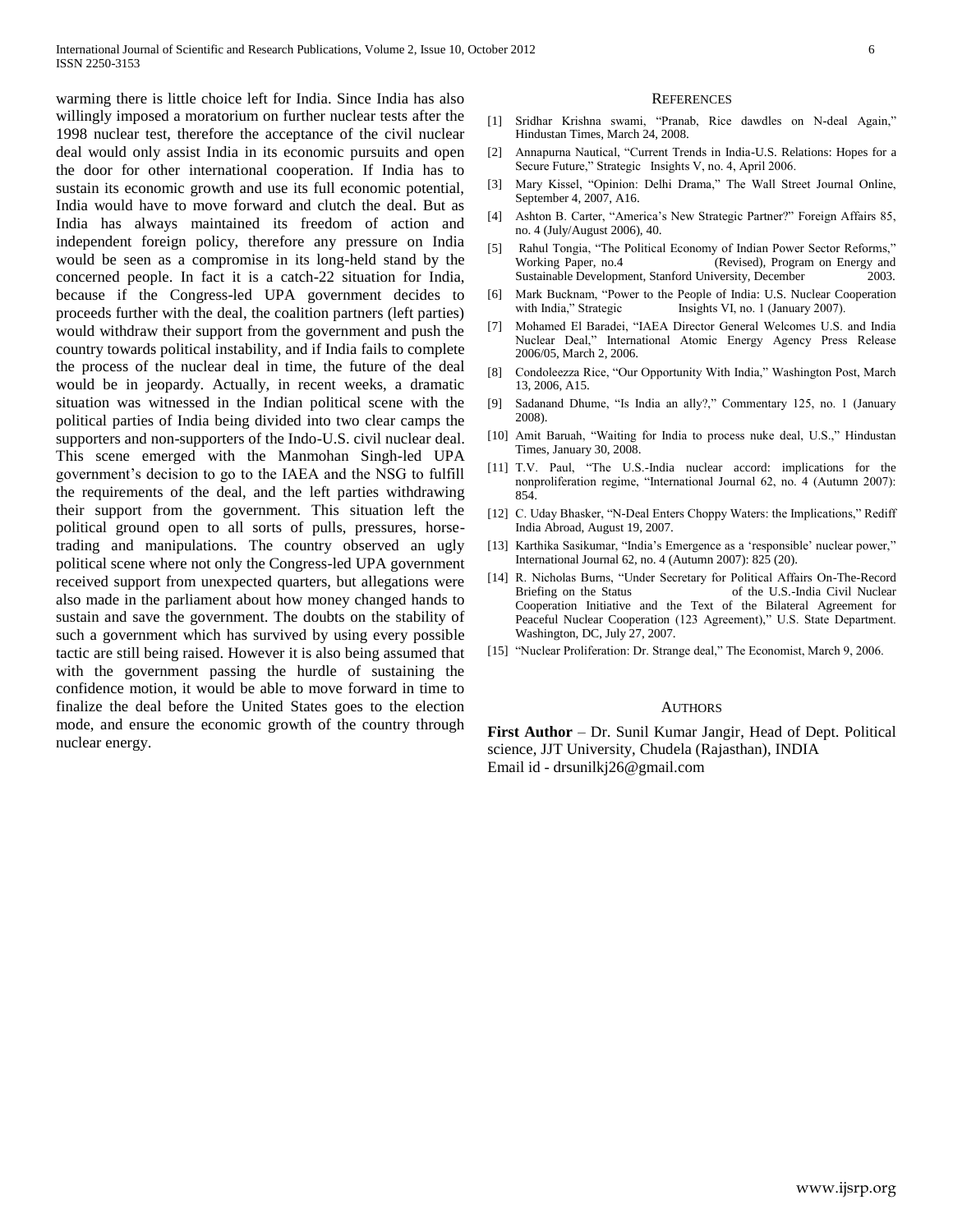warming there is little choice left for India. Since India has also willingly imposed a moratorium on further nuclear tests after the 1998 nuclear test, therefore the acceptance of the civil nuclear deal would only assist India in its economic pursuits and open the door for other international cooperation. If India has to sustain its economic growth and use its full economic potential, India would have to move forward and clutch the deal. But as India has always maintained its freedom of action and independent foreign policy, therefore any pressure on India would be seen as a compromise in its long-held stand by the concerned people. In fact it is a catch-22 situation for India, because if the Congress-led UPA government decides to proceeds further with the deal, the coalition partners (left parties) would withdraw their support from the government and push the country towards political instability, and if India fails to complete the process of the nuclear deal in time, the future of the deal would be in jeopardy. Actually, in recent weeks, a dramatic situation was witnessed in the Indian political scene with the political parties of India being divided into two clear camps the supporters and non-supporters of the Indo-U.S. civil nuclear deal. This scene emerged with the Manmohan Singh-led UPA government's decision to go to the IAEA and the NSG to fulfill the requirements of the deal, and the left parties withdrawing their support from the government. This situation left the political ground open to all sorts of pulls, pressures, horse-trading and manipulations. The country observed an ugly political scene where not only the Congress-led UPA government received support from unexpected quarters, but allegations were also made in the parliament about how money changed hands to sustain and save the government. The doubts on the stability of such a government which has survived by using every possible tactic are still being raised. However it is also being assumed that with the government passing the hurdle of sustaining the confidence motion, it would be able to move forward in time to finalize the deal before the United States goes to the election mode, and ensure the economic growth of the country through nuclear energy.

## References

[1] Sridhar Krishna swami, "Pranab, Rice dawdles on N-deal Again," Hindustan Times, March 24, 2008.

[2] Annapurna Nautical, "Current Trends in India-U.S. Relations: Hopes for a Secure Future," Strategic Insights V, no. 4, April 2006.

[3] Mary Kissel, "Opinion: Delhi Drama," The Wall Street Journal Online, September 4, 2007, A16.

[4] Ashton B. Carter, "America's New Strategic Partner?" Foreign Affairs 85, no. 4 (July/August 2006), 40.

[5] Rahul Tongia, "The Political Economy of Indian Power Sector Reforms," Working Paper, no.4 (Revised), Program on Energy and Sustainable Development, Stanford University, December 2003.

[6] Mark Bucknam, "Power to the People of India: U.S. Nuclear Cooperation with India," Strategic Insights VI, no. 1 (January 2007).

[7] Mohamed El Baradei, "IAEA Director General Welcomes U.S. and India Nuclear Deal," International Atomic Energy Agency Press Release 2006/05, March 2, 2006.

[8] Condoleezza Rice, "Our Opportunity With India," Washington Post, March 13, 2006, A15.

[9] Sadanand Dhume, "Is India an ally?," Commentary 125, no. 1 (January 2008).

[10] Amit Baruah, "Waiting for India to process nuke deal, U.S.," Hindustan Times, January 30, 2008.

[11] T.V. Paul, "The U.S.-India nuclear accord: implications for the nonproliferation regime, "International Journal 62, no. 4 (Autumn 2007): 854.

[12] C. Uday Bhasker, "N-Deal Enters Choppy Waters: the Implications," Rediff India Abroad, August 19, 2007.

[13] Karthika Sasikumar, "India's Emergence as a 'responsible' nuclear power," International Journal 62, no. 4 (Autumn 2007): 825 (20).

[14] R. Nicholas Burns, "Under Secretary for Political Affairs On-The-Record Briefing on the Status of the U.S.-India Civil Nuclear Cooperation Initiative and the Text of the Bilateral Agreement for Peaceful Nuclear Cooperation (123 Agreement)," U.S. State Department. Washington, DC, July 27, 2007.

[15] "Nuclear Proliferation: Dr. Strange deal," The Economist, March 9, 2006.

## Authors

**First Author** – Dr. Sunil Kumar Jangir, Head of Dept. Political science, JJT University, Chudela (Rajasthan), INDIA
Email id - drsunilkj26@gmail.com